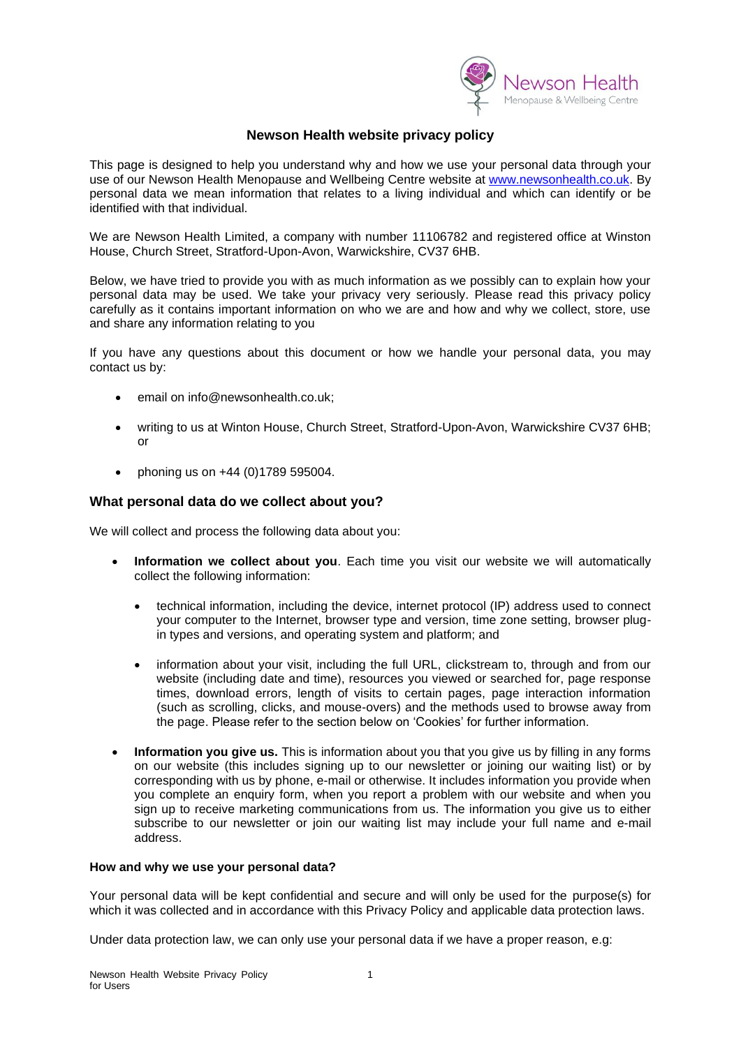# Newson Health website privacy policy

This page is designed to help you understand why and how we use your personal data through your use of our Newson Health Menopause and Wellbeing Centre website at [www.newsonhealth.co.uk](http://www.newsonhealth.co.uk). By personal data we mean information that relates to a living individual and which can identify or be identified with that individual.

We are Newson Health Limited, a company with number 11106782 and registered office at Winston House, Church Street, Stratford-Upon-Avon, Warwickshire, CV37 6HB.

Below, we have tried to provide you with as much information as we possibly can to explain how your personal data may be used. We take your privacy very seriously. Please read this privacy policy carefully as it contains important information on who we are and how and why we collect, store, use and share any information relating to you

If you have any questions about this document or how we handle your personal data, you may contact us by:

- email on info@newsonhealth.co.uk;
- writing to us at Winton House, Church Street, Stratford-Upon-Avon, Warwickshire CV37 6HB; or
- phoning us on +44 (0)1789 595004.

## What personal data do we collect about you?

We will collect and process the following data about you:

- **Information we collect about you**. Each time you visit our website we will automatically collect the following information:
  - technical information, including the device, internet protocol (IP) address used to connect your computer to the Internet, browser type and version, time zone setting, browser plug-in types and versions, and operating system and platform; and
  - information about your visit, including the full URL, clickstream to, through and from our website (including date and time), resources you viewed or searched for, page response times, download errors, length of visits to certain pages, page interaction information (such as scrolling, clicks, and mouse-overs) and the methods used to browse away from the page. Please refer to the section below on 'Cookies' for further information.
- **Information you give us.** This is information about you that you give us by filling in any forms on our website (this includes signing up to our newsletter or joining our waiting list) or by corresponding with us by phone, e-mail or otherwise. It includes information you provide when you complete an enquiry form, when you report a problem with our website and when you sign up to receive marketing communications from us. The information you give us to either subscribe to our newsletter or join our waiting list may include your full name and e-mail address.

**How and why we use your personal data?**

Your personal data will be kept confidential and secure and will only be used for the purpose(s) for which it was collected and in accordance with this Privacy Policy and applicable data protection laws.

Under data protection law, we can only use your personal data if we have a proper reason, e.g: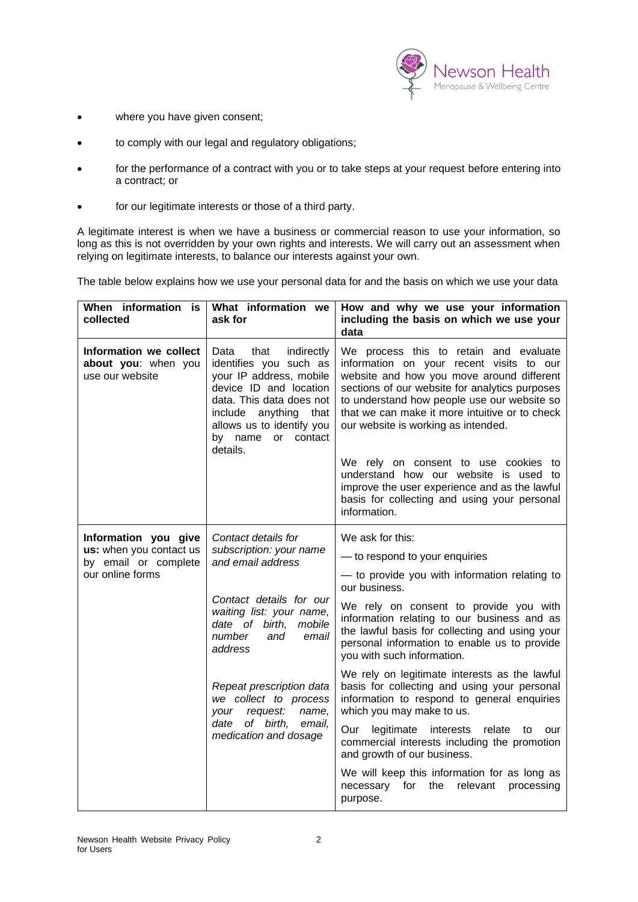- where you have given consent;
- to comply with our legal and regulatory obligations;
- for the performance of a contract with you or to take steps at your request before entering into a contract; or
- for our legitimate interests or those of a third party.

A legitimate interest is when we have a business or commercial reason to use your information, so long as this is not overridden by your own rights and interests. We will carry out an assessment when relying on legitimate interests, to balance our interests against your own.

The table below explains how we use your personal data for and the basis on which we use your data

| When information is collected | What information we ask for | How and why we use your information including the basis on which we use your data |
|---|---|---|
| **Information we collect about you**: when you use our website | Data that indirectly identifies you such as your IP address, mobile device ID and location data. This data does not include anything that allows us to identify you by name or contact details. | We process this to retain and evaluate information on your recent visits to our website and how you move around different sections of our website for analytics purposes to understand how people use our website so that we can make it more intuitive or to check our website is working as intended.<br><br>We rely on consent to use cookies to understand how our website is used to improve the user experience and as the lawful basis for collecting and using your personal information. |
| **Information you give us:** when you contact us by email or complete our online forms | *Contact details for subscription: your name and email address*<br><br>*Contact details for our waiting list: your name, date of birth, mobile number and email address*<br><br>*Repeat prescription data we collect to process your request: name, date of birth, email, medication and dosage* | We ask for this:<br>— to respond to your enquiries<br>— to provide you with information relating to our business.<br><br>We rely on consent to provide you with information relating to our business and as the lawful basis for collecting and using your personal information to enable us to provide you with such information.<br><br>We rely on legitimate interests as the lawful basis for collecting and using your personal information to respond to general enquiries which you may make to us.<br><br>Our legitimate interests relate to our commercial interests including the promotion and growth of our business.<br><br>We will keep this information for as long as necessary for the relevant processing purpose. |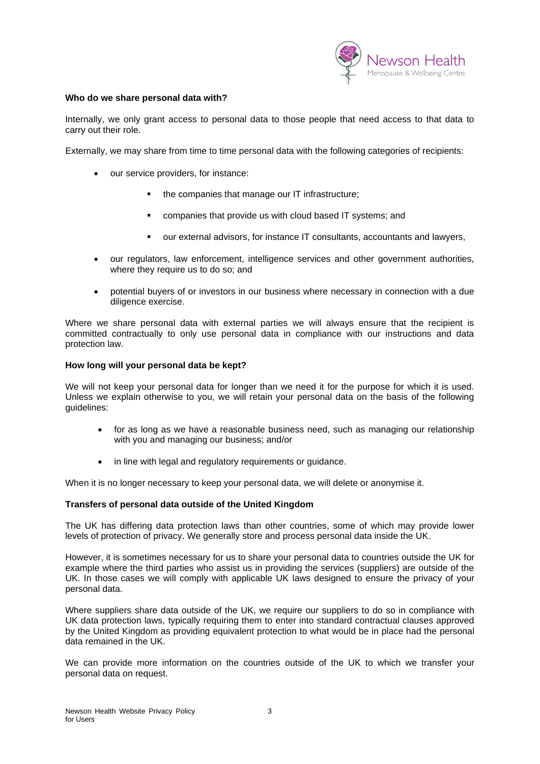**Who do we share personal data with?**

Internally, we only grant access to personal data to those people that need access to that data to carry out their role.

Externally, we may share from time to time personal data with the following categories of recipients:

- our service providers, for instance:
  - the companies that manage our IT infrastructure;
  - companies that provide us with cloud based IT systems; and
  - our external advisors, for instance IT consultants, accountants and lawyers,
- our regulators, law enforcement, intelligence services and other government authorities, where they require us to do so; and
- potential buyers of or investors in our business where necessary in connection with a due diligence exercise.

Where we share personal data with external parties we will always ensure that the recipient is committed contractually to only use personal data in compliance with our instructions and data protection law.

**How long will your personal data be kept?**

We will not keep your personal data for longer than we need it for the purpose for which it is used. Unless we explain otherwise to you, we will retain your personal data on the basis of the following guidelines:

- for as long as we have a reasonable business need, such as managing our relationship with you and managing our business; and/or
- in line with legal and regulatory requirements or guidance.

When it is no longer necessary to keep your personal data, we will delete or anonymise it.

**Transfers of personal data outside of the United Kingdom**

The UK has differing data protection laws than other countries, some of which may provide lower levels of protection of privacy. We generally store and process personal data inside the UK.

However, it is sometimes necessary for us to share your personal data to countries outside the UK for example where the third parties who assist us in providing the services (suppliers) are outside of the UK. In those cases we will comply with applicable UK laws designed to ensure the privacy of your personal data.

Where suppliers share data outside of the UK, we require our suppliers to do so in compliance with UK data protection laws, typically requiring them to enter into standard contractual clauses approved by the United Kingdom as providing equivalent protection to what would be in place had the personal data remained in the UK.

We can provide more information on the countries outside of the UK to which we transfer your personal data on request.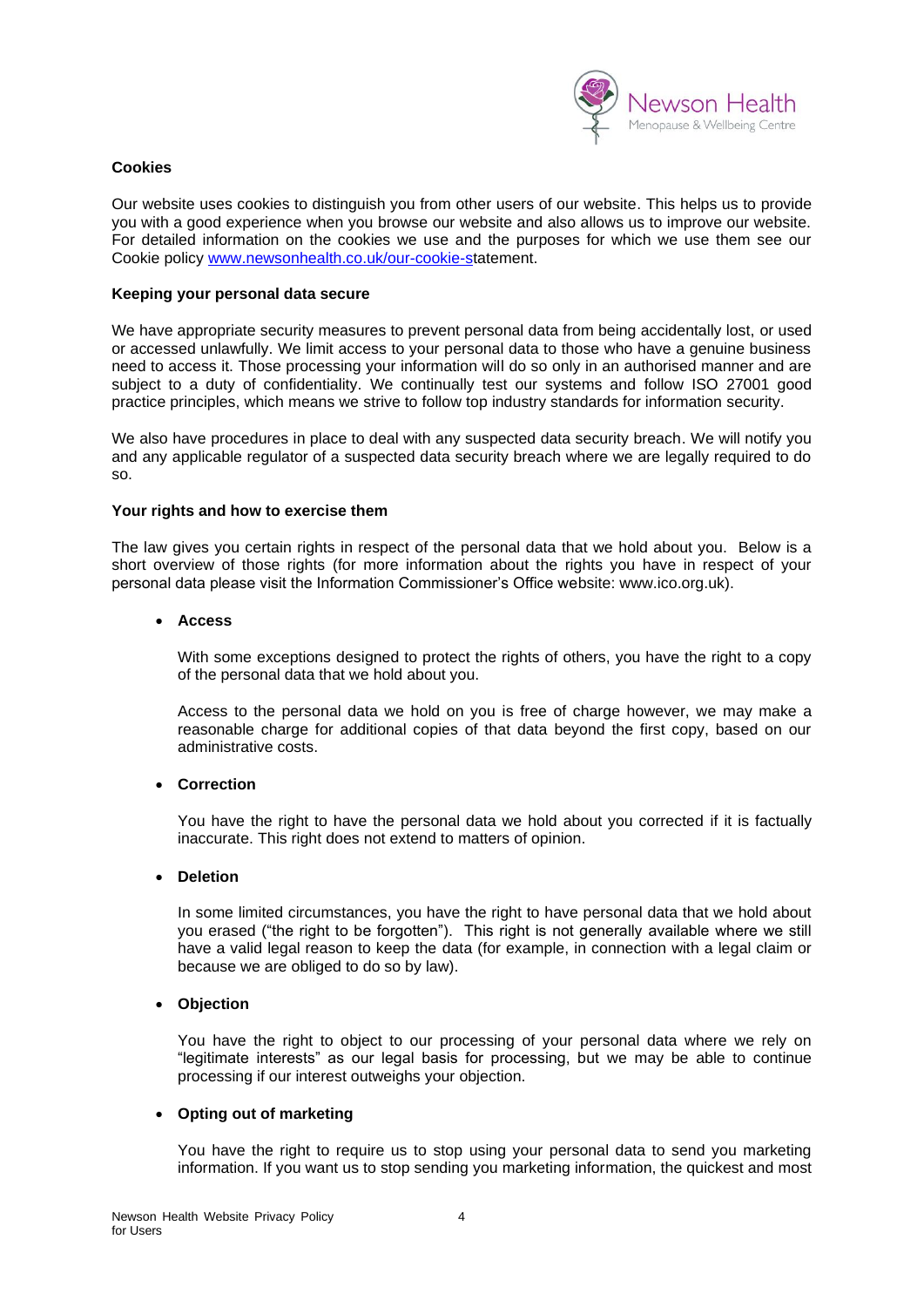**Cookies**

Our website uses cookies to distinguish you from other users of our website. This helps us to provide you with a good experience when you browse our website and also allows us to improve our website. For detailed information on the cookies we use and the purposes for which we use them see our Cookie policy [www.newsonhealth.co.uk/our-cookie-s](www.newsonhealth.co.uk/our-cookie-s)tatement.

**Keeping your personal data secure**

We have appropriate security measures to prevent personal data from being accidentally lost, or used or accessed unlawfully. We limit access to your personal data to those who have a genuine business need to access it. Those processing your information will do so only in an authorised manner and are subject to a duty of confidentiality. We continually test our systems and follow ISO 27001 good practice principles, which means we strive to follow top industry standards for information security.

We also have procedures in place to deal with any suspected data security breach. We will notify you and any applicable regulator of a suspected data security breach where we are legally required to do so.

**Your rights and how to exercise them**

The law gives you certain rights in respect of the personal data that we hold about you. Below is a short overview of those rights (for more information about the rights you have in respect of your personal data please visit the Information Commissioner's Office website: www.ico.org.uk).

- **Access**

  With some exceptions designed to protect the rights of others, you have the right to a copy of the personal data that we hold about you.

  Access to the personal data we hold on you is free of charge however, we may make a reasonable charge for additional copies of that data beyond the first copy, based on our administrative costs.

- **Correction**

  You have the right to have the personal data we hold about you corrected if it is factually inaccurate. This right does not extend to matters of opinion.

- **Deletion**

  In some limited circumstances, you have the right to have personal data that we hold about you erased ("the right to be forgotten"). This right is not generally available where we still have a valid legal reason to keep the data (for example, in connection with a legal claim or because we are obliged to do so by law).

- **Objection**

  You have the right to object to our processing of your personal data where we rely on "legitimate interests" as our legal basis for processing, but we may be able to continue processing if our interest outweighs your objection.

- **Opting out of marketing**

  You have the right to require us to stop using your personal data to send you marketing information. If you want us to stop sending you marketing information, the quickest and most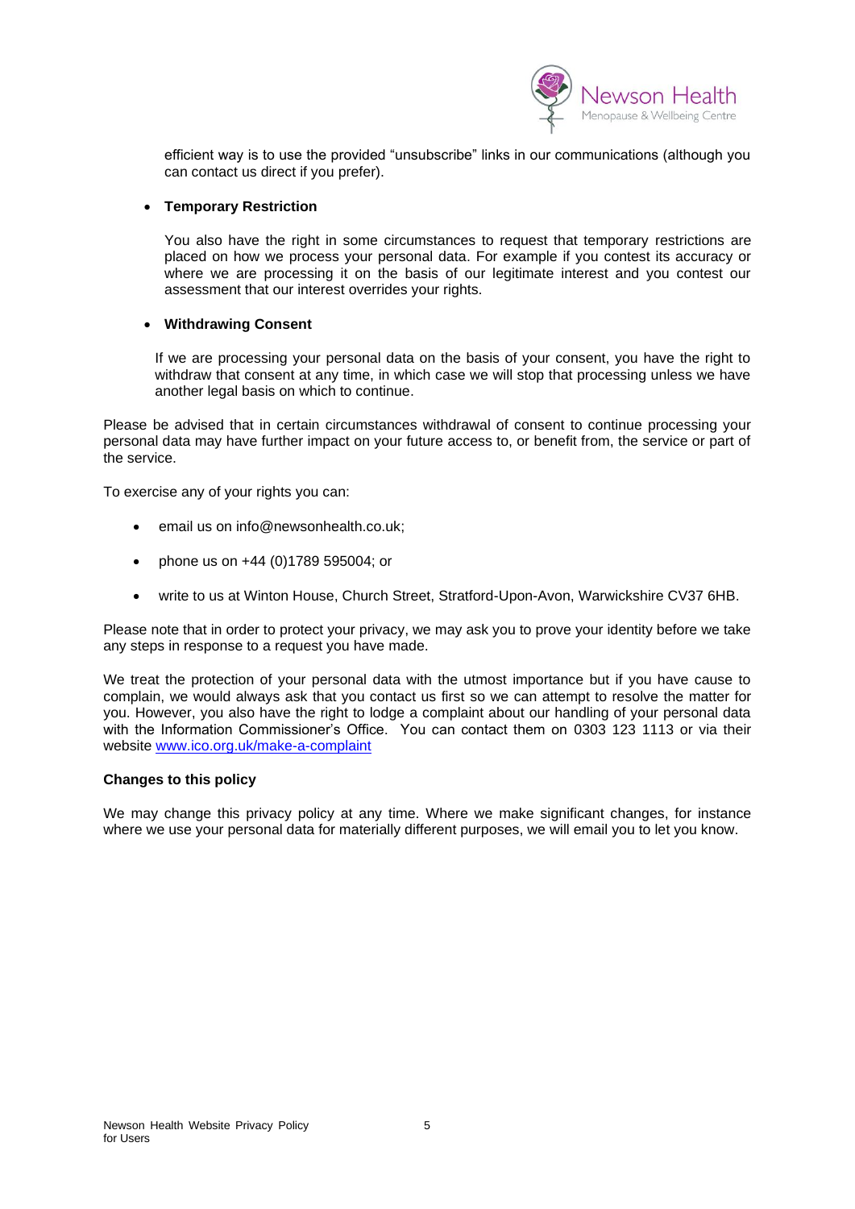efficient way is to use the provided "unsubscribe" links in our communications (although you can contact us direct if you prefer).

- **Temporary Restriction**

  You also have the right in some circumstances to request that temporary restrictions are placed on how we process your personal data. For example if you contest its accuracy or where we are processing it on the basis of our legitimate interest and you contest our assessment that our interest overrides your rights.

- **Withdrawing Consent**

  If we are processing your personal data on the basis of your consent, you have the right to withdraw that consent at any time, in which case we will stop that processing unless we have another legal basis on which to continue.

Please be advised that in certain circumstances withdrawal of consent to continue processing your personal data may have further impact on your future access to, or benefit from, the service or part of the service.

To exercise any of your rights you can:

- email us on info@newsonhealth.co.uk;
- phone us on +44 (0)1789 595004; or
- write to us at Winton House, Church Street, Stratford-Upon-Avon, Warwickshire CV37 6HB.

Please note that in order to protect your privacy, we may ask you to prove your identity before we take any steps in response to a request you have made.

We treat the protection of your personal data with the utmost importance but if you have cause to complain, we would always ask that you contact us first so we can attempt to resolve the matter for you. However, you also have the right to lodge a complaint about our handling of your personal data with the Information Commissioner's Office. You can contact them on 0303 123 1113 or via their website www.ico.org.uk/make-a-complaint

**Changes to this policy**

We may change this privacy policy at any time. Where we make significant changes, for instance where we use your personal data for materially different purposes, we will email you to let you know.